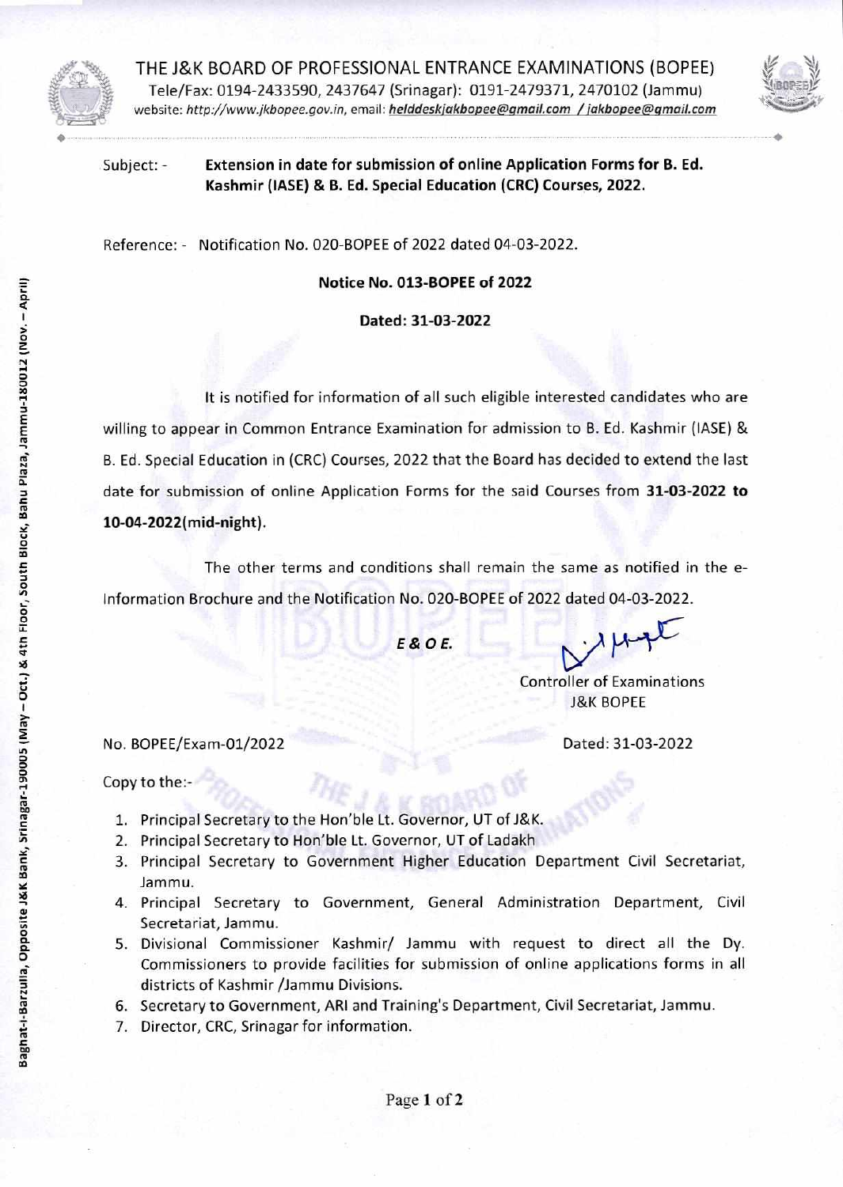# THE J&K BOARD OF PROFESSIONAL ENTRANCE EXAMINATIONS (BOPEE)

Tele/Fax: 0194-2433590, 2437647 (Srinagar): 0191-2479371, 2470102 (Jammu)
website: *http://www.jkbopee.gov.in*, email: *helddeskjakbopee@gmail.com / jakbopee@gmail.com*

Baghat-I-Barzulla, Opposite J&K Bank, Srinagar-190005 (May – Oct.) & 4th Floor, South Block, Bahu Plaza, Jammu-180012 (Nov. – April)

Subject: - **Extension in date for submission of online Application Forms for B. Ed. Kashmir (IASE) & B. Ed. Special Education (CRC) Courses, 2022.**

Reference: - Notification No. 020-BOPEE of 2022 dated 04-03-2022.

**Notice No. 013-BOPEE of 2022**

**Dated: 31-03-2022**

It is notified for information of all such eligible interested candidates who are willing to appear in Common Entrance Examination for admission to B. Ed. Kashmir (IASE) & B. Ed. Special Education in (CRC) Courses, 2022 that the Board has decided to extend the last date for submission of online Application Forms for the said Courses from **31-03-2022 to 10-04-2022(mid-night)**.

The other terms and conditions shall remain the same as notified in the e-Information Brochure and the Notification No. 020-BOPEE of 2022 dated 04-03-2022.

***E & O E.***

Controller of Examinations
J&K BOPEE

No. BOPEE/Exam-01/2022 Dated: 31-03-2022

Copy to the:-

1. Principal Secretary to the Hon'ble Lt. Governor, UT of J&K.
2. Principal Secretary to Hon'ble Lt. Governor, UT of Ladakh
3. Principal Secretary to Government Higher Education Department Civil Secretariat, Jammu.
4. Principal Secretary to Government, General Administration Department, Civil Secretariat, Jammu.
5. Divisional Commissioner Kashmir/ Jammu with request to direct all the Dy. Commissioners to provide facilities for submission of online applications forms in all districts of Kashmir /Jammu Divisions.
6. Secretary to Government, ARI and Training's Department, Civil Secretariat, Jammu.
7. Director, CRC, Srinagar for information.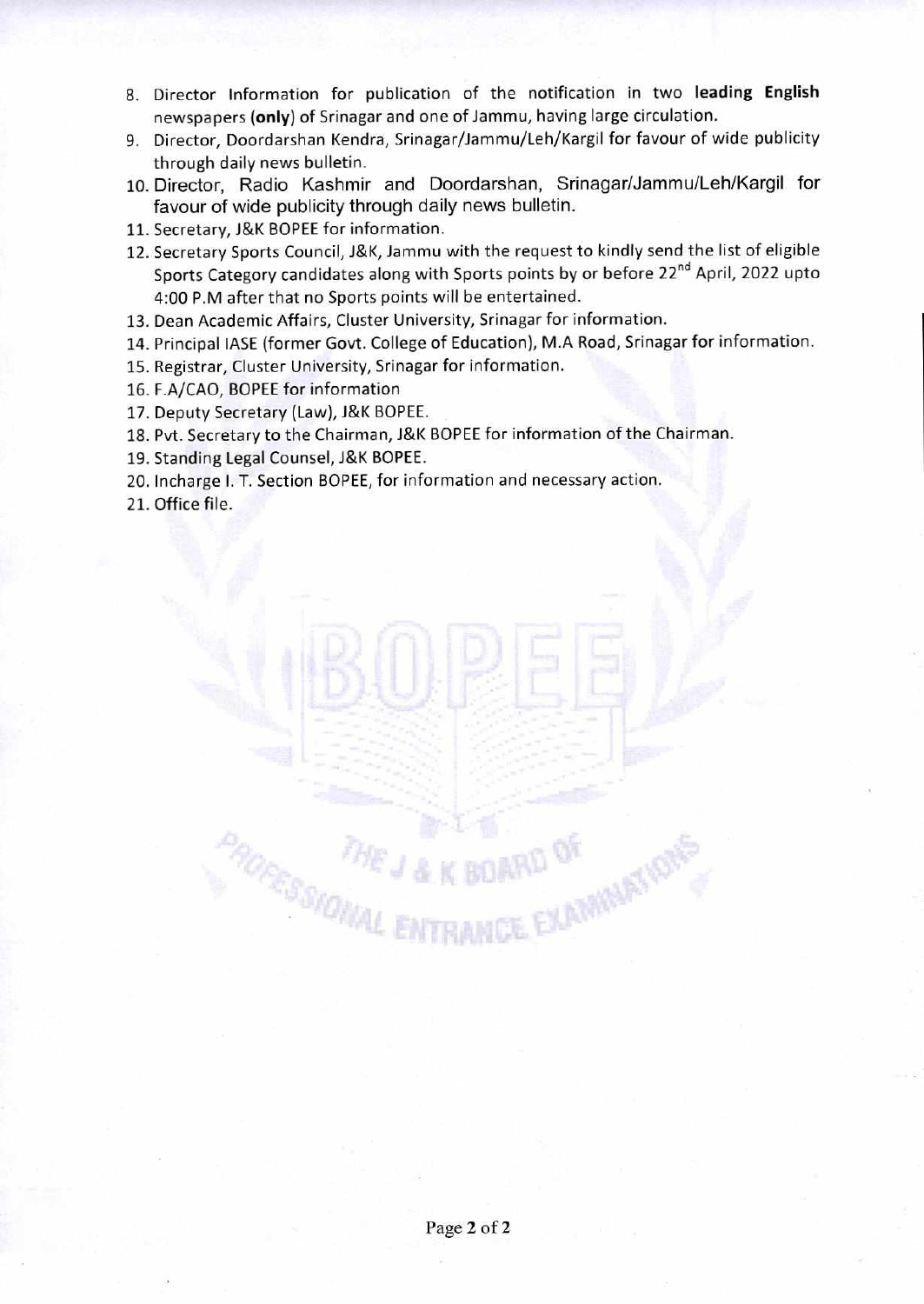8. Director Information for publication of the notification in two **leading English** newspapers **(only)** of Srinagar and one of Jammu, having large circulation.
9. Director, Doordarshan Kendra, Srinagar/Jammu/Leh/Kargil for favour of wide publicity through daily news bulletin.
10. Director, Radio Kashmir and Doordarshan, Srinagar/Jammu/Leh/Kargil for favour of wide publicity through daily news bulletin.
11. Secretary, J&K BOPEE for information.
12. Secretary Sports Council, J&K, Jammu with the request to kindly send the list of eligible Sports Category candidates along with Sports points by or before 22nd April, 2022 upto 4:00 P.M after that no Sports points will be entertained.
13. Dean Academic Affairs, Cluster University, Srinagar for information.
14. Principal IASE (former Govt. College of Education), M.A Road, Srinagar for information.
15. Registrar, Cluster University, Srinagar for information.
16. F.A/CAO, BOPEE for information
17. Deputy Secretary (Law), J&K BOPEE.
18. Pvt. Secretary to the Chairman, J&K BOPEE for information of the Chairman.
19. Standing Legal Counsel, J&K BOPEE.
20. Incharge I. T. Section BOPEE, for information and necessary action.
21. Office file.